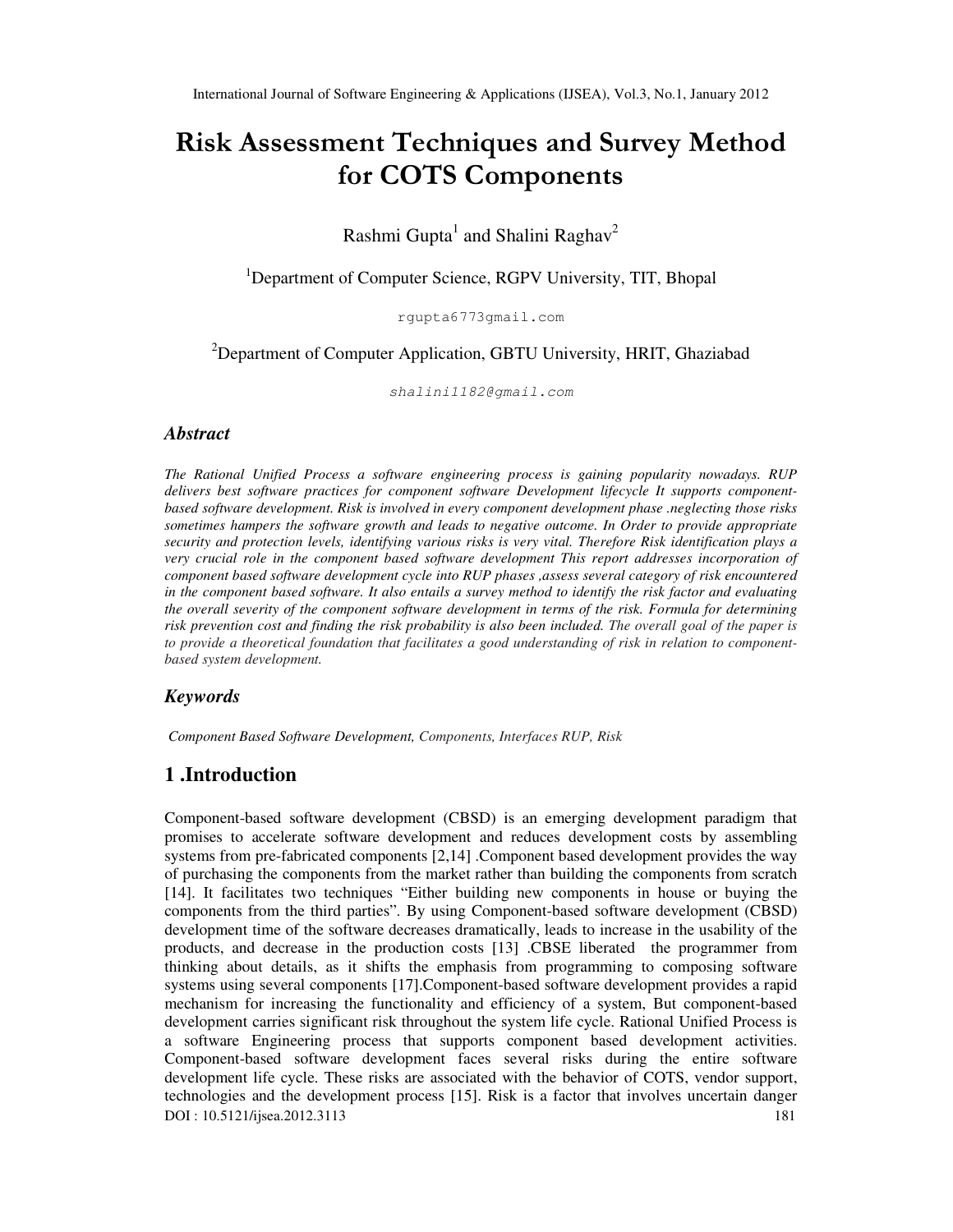# Risk Assessment Techniques and Survey Method for COTS Components

Rashmi Gupta[1] and Shalini Raghav[2]

[1]Department of Computer Science, RGPV University, TIT, Bhopal

rgupta6773gmail.com

[2]Department of Computer Application, GBTU University, HRIT, Ghaziabad

*shalini1182@gmail.com*

### *Abstract*

*The Rational Unified Process a software engineering process is gaining popularity nowadays. RUP delivers best software practices for component software Development lifecycle It supports component-based software development. Risk is involved in every component development phase .neglecting those risks sometimes hampers the software growth and leads to negative outcome. In Order to provide appropriate security and protection levels, identifying various risks is very vital. Therefore Risk identification plays a very crucial role in the component based software development This report addresses incorporation of component based software development cycle into RUP phases ,assess several category of risk encountered in the component based software. It also entails a survey method to identify the risk factor and evaluating the overall severity of the component software development in terms of the risk. Formula for determining risk prevention cost and finding the risk probability is also been included. The overall goal of the paper is to provide a theoretical foundation that facilitates a good understanding of risk in relation to component-based system development.*

### *Keywords*

*Component Based Software Development, Components, Interfaces RUP, Risk*

## 1 .Introduction

Component-based software development (CBSD) is an emerging development paradigm that promises to accelerate software development and reduces development costs by assembling systems from pre-fabricated components [2,14] .Component based development provides the way of purchasing the components from the market rather than building the components from scratch [14]. It facilitates two techniques "Either building new components in house or buying the components from the third parties". By using Component-based software development (CBSD) development time of the software decreases dramatically, leads to increase in the usability of the products, and decrease in the production costs [13] .CBSE liberated the programmer from thinking about details, as it shifts the emphasis from programming to composing software systems using several components [17].Component-based software development provides a rapid mechanism for increasing the functionality and efficiency of a system, But component-based development carries significant risk throughout the system life cycle. Rational Unified Process is a software Engineering process that supports component based development activities. Component-based software development faces several risks during the entire software development life cycle. These risks are associated with the behavior of COTS, vendor support, technologies and the development process [15]. Risk is a factor that involves uncertain danger

DOI : 10.5121/ijsea.2012.3113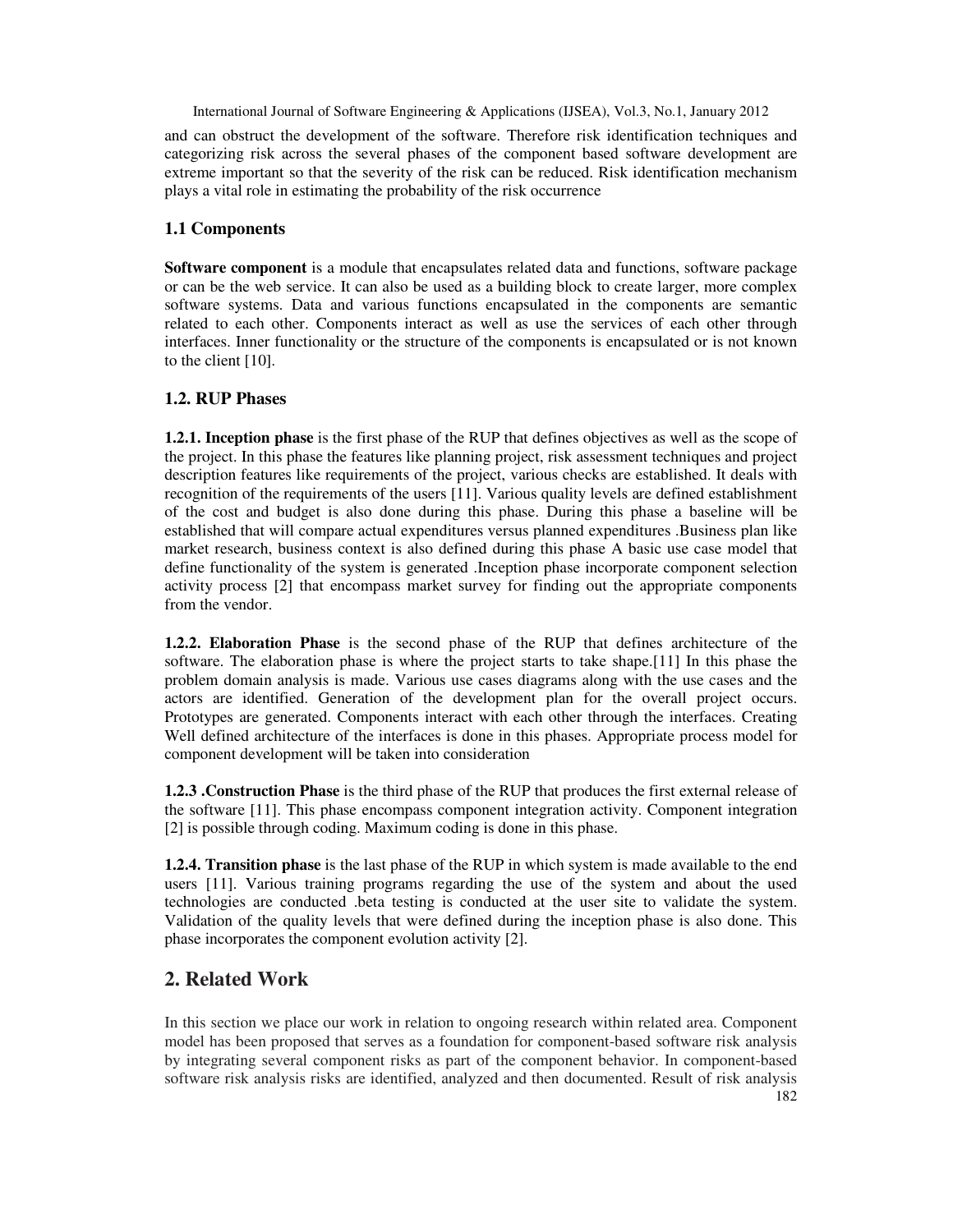and can obstruct the development of the software. Therefore risk identification techniques and categorizing risk across the several phases of the component based software development are extreme important so that the severity of the risk can be reduced. Risk identification mechanism plays a vital role in estimating the probability of the risk occurrence

### 1.1 Components

**Software component** is a module that encapsulates related data and functions, software package or can be the web service. It can also be used as a building block to create larger, more complex software systems. Data and various functions encapsulated in the components are semantic related to each other. Components interact as well as use the services of each other through interfaces. Inner functionality or the structure of the components is encapsulated or is not known to the client [10].

### 1.2. RUP Phases

**1.2.1. Inception phase** is the first phase of the RUP that defines objectives as well as the scope of the project. In this phase the features like planning project, risk assessment techniques and project description features like requirements of the project, various checks are established. It deals with recognition of the requirements of the users [11]. Various quality levels are defined establishment of the cost and budget is also done during this phase. During this phase a baseline will be established that will compare actual expenditures versus planned expenditures .Business plan like market research, business context is also defined during this phase A basic use case model that define functionality of the system is generated .Inception phase incorporate component selection activity process [2] that encompass market survey for finding out the appropriate components from the vendor.

**1.2.2. Elaboration Phase** is the second phase of the RUP that defines architecture of the software. The elaboration phase is where the project starts to take shape.[11] In this phase the problem domain analysis is made. Various use cases diagrams along with the use cases and the actors are identified. Generation of the development plan for the overall project occurs. Prototypes are generated. Components interact with each other through the interfaces. Creating Well defined architecture of the interfaces is done in this phases. Appropriate process model for component development will be taken into consideration

**1.2.3 .Construction Phase** is the third phase of the RUP that produces the first external release of the software [11]. This phase encompass component integration activity. Component integration [2] is possible through coding. Maximum coding is done in this phase.

**1.2.4. Transition phase** is the last phase of the RUP in which system is made available to the end users [11]. Various training programs regarding the use of the system and about the used technologies are conducted .beta testing is conducted at the user site to validate the system. Validation of the quality levels that were defined during the inception phase is also done. This phase incorporates the component evolution activity [2].

## 2. Related Work

In this section we place our work in relation to ongoing research within related area. Component model has been proposed that serves as a foundation for component-based software risk analysis by integrating several component risks as part of the component behavior. In component-based software risk analysis risks are identified, analyzed and then documented. Result of risk analysis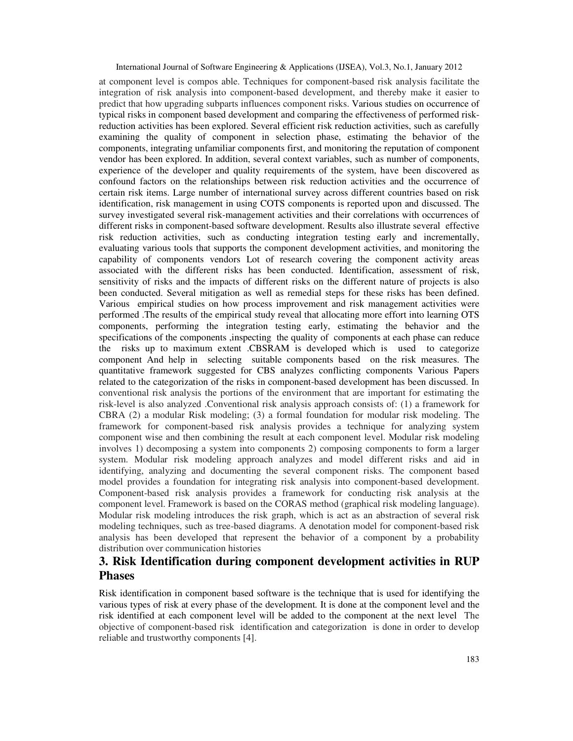at component level is compos able. Techniques for component-based risk analysis facilitate the integration of risk analysis into component-based development, and thereby make it easier to predict that how upgrading subparts influences component risks. Various studies on occurrence of typical risks in component based development and comparing the effectiveness of performed risk-reduction activities has been explored. Several efficient risk reduction activities, such as carefully examining the quality of component in selection phase, estimating the behavior of the components, integrating unfamiliar components first, and monitoring the reputation of component vendor has been explored. In addition, several context variables, such as number of components, experience of the developer and quality requirements of the system, have been discovered as confound factors on the relationships between risk reduction activities and the occurrence of certain risk items. Large number of international survey across different countries based on risk identification, risk management in using COTS components is reported upon and discussed. The survey investigated several risk-management activities and their correlations with occurrences of different risks in component-based software development. Results also illustrate several effective risk reduction activities, such as conducting integration testing early and incrementally, evaluating various tools that supports the component development activities, and monitoring the capability of components vendors Lot of research covering the component activity areas associated with the different risks has been conducted. Identification, assessment of risk, sensitivity of risks and the impacts of different risks on the different nature of projects is also been conducted. Several mitigation as well as remedial steps for these risks has been defined. Various empirical studies on how process improvement and risk management activities were performed .The results of the empirical study reveal that allocating more effort into learning OTS components, performing the integration testing early, estimating the behavior and the specifications of the components ,inspecting the quality of components at each phase can reduce the risks up to maximum extent .CBSRAM is developed which is used to categorize component And help in selecting suitable components based on the risk measures. The quantitative framework suggested for CBS analyzes conflicting components Various Papers related to the categorization of the risks in component-based development has been discussed. In conventional risk analysis the portions of the environment that are important for estimating the risk-level is also analyzed .Conventional risk analysis approach consists of: (1) a framework for CBRA (2) a modular Risk modeling; (3) a formal foundation for modular risk modeling. The framework for component-based risk analysis provides a technique for analyzing system component wise and then combining the result at each component level. Modular risk modeling involves 1) decomposing a system into components 2) composing components to form a larger system. Modular risk modeling approach analyzes and model different risks and aid in identifying, analyzing and documenting the several component risks. The component based model provides a foundation for integrating risk analysis into component-based development. Component-based risk analysis provides a framework for conducting risk analysis at the component level. Framework is based on the CORAS method (graphical risk modeling language). Modular risk modeling introduces the risk graph, which is act as an abstraction of several risk modeling techniques, such as tree-based diagrams. A denotation model for component-based risk analysis has been developed that represent the behavior of a component by a probability distribution over communication histories

## 3. Risk Identification during component development activities in RUP Phases

Risk identification in component based software is the technique that is used for identifying the various types of risk at every phase of the development. It is done at the component level and the risk identified at each component level will be added to the component at the next level The objective of component-based risk identification and categorization is done in order to develop reliable and trustworthy components [4].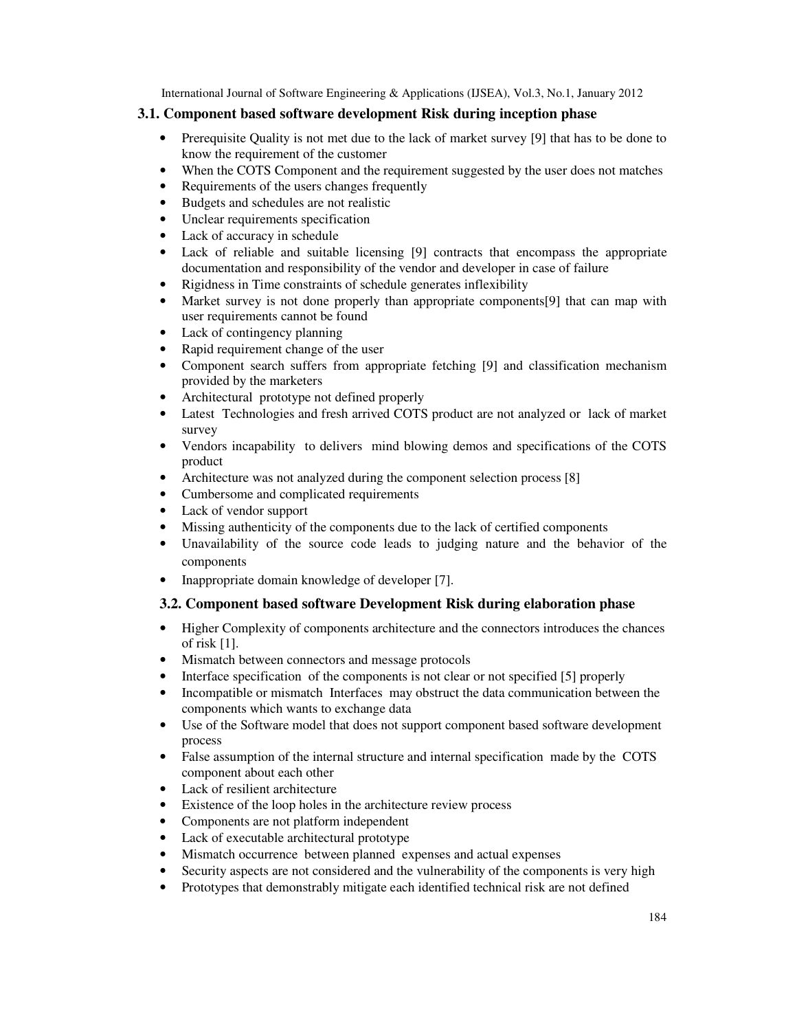### 3.1. Component based software development Risk during inception phase

- Prerequisite Quality is not met due to the lack of market survey [9] that has to be done to know the requirement of the customer
- When the COTS Component and the requirement suggested by the user does not matches
- Requirements of the users changes frequently
- Budgets and schedules are not realistic
- Unclear requirements specification
- Lack of accuracy in schedule
- Lack of reliable and suitable licensing [9] contracts that encompass the appropriate documentation and responsibility of the vendor and developer in case of failure
- Rigidness in Time constraints of schedule generates inflexibility
- Market survey is not done properly than appropriate components[9] that can map with user requirements cannot be found
- Lack of contingency planning
- Rapid requirement change of the user
- Component search suffers from appropriate fetching [9] and classification mechanism provided by the marketers
- Architectural prototype not defined properly
- Latest Technologies and fresh arrived COTS product are not analyzed or lack of market survey
- Vendors incapability to delivers mind blowing demos and specifications of the COTS product
- Architecture was not analyzed during the component selection process [8]
- Cumbersome and complicated requirements
- Lack of vendor support
- Missing authenticity of the components due to the lack of certified components
- Unavailability of the source code leads to judging nature and the behavior of the components
- Inappropriate domain knowledge of developer [7].

### 3.2. Component based software Development Risk during elaboration phase

- Higher Complexity of components architecture and the connectors introduces the chances of risk [1].
- Mismatch between connectors and message protocols
- Interface specification of the components is not clear or not specified [5] properly
- Incompatible or mismatch Interfaces may obstruct the data communication between the components which wants to exchange data
- Use of the Software model that does not support component based software development process
- False assumption of the internal structure and internal specification made by the COTS component about each other
- Lack of resilient architecture
- Existence of the loop holes in the architecture review process
- Components are not platform independent
- Lack of executable architectural prototype
- Mismatch occurrence between planned expenses and actual expenses
- Security aspects are not considered and the vulnerability of the components is very high
- Prototypes that demonstrably mitigate each identified technical risk are not defined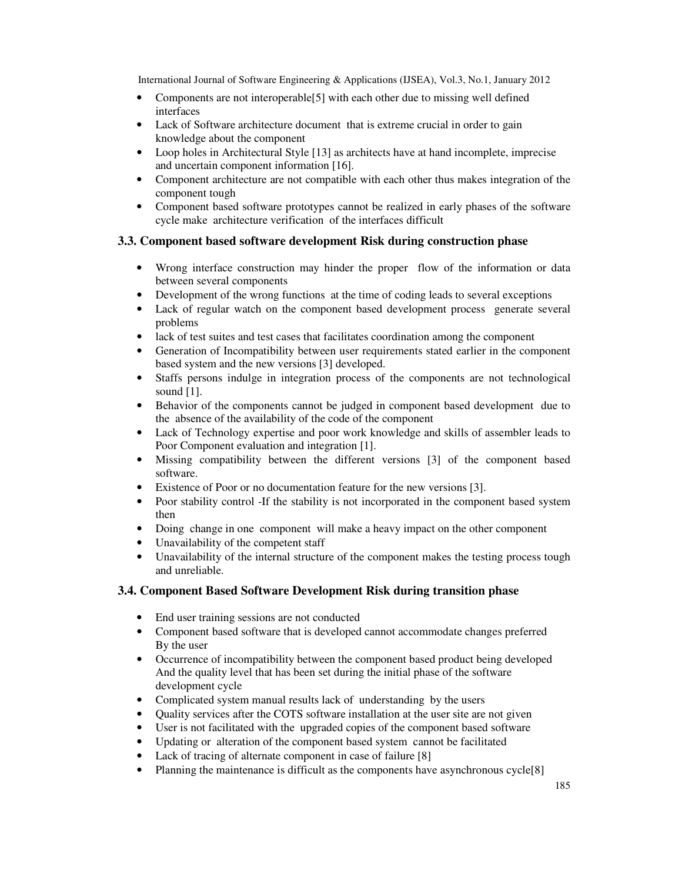- Components are not interoperable[5] with each other due to missing well defined interfaces
- Lack of Software architecture document that is extreme crucial in order to gain knowledge about the component
- Loop holes in Architectural Style [13] as architects have at hand incomplete, imprecise and uncertain component information [16].
- Component architecture are not compatible with each other thus makes integration of the component tough
- Component based software prototypes cannot be realized in early phases of the software cycle make architecture verification of the interfaces difficult

### 3.3. Component based software development Risk during construction phase

- Wrong interface construction may hinder the proper flow of the information or data between several components
- Development of the wrong functions at the time of coding leads to several exceptions
- Lack of regular watch on the component based development process generate several problems
- lack of test suites and test cases that facilitates coordination among the component
- Generation of Incompatibility between user requirements stated earlier in the component based system and the new versions [3] developed.
- Staffs persons indulge in integration process of the components are not technological sound [1].
- Behavior of the components cannot be judged in component based development due to the absence of the availability of the code of the component
- Lack of Technology expertise and poor work knowledge and skills of assembler leads to Poor Component evaluation and integration [1].
- Missing compatibility between the different versions [3] of the component based software.
- Existence of Poor or no documentation feature for the new versions [3].
- Poor stability control -If the stability is not incorporated in the component based system then
- Doing change in one component will make a heavy impact on the other component
- Unavailability of the competent staff
- Unavailability of the internal structure of the component makes the testing process tough and unreliable.

### 3.4. Component Based Software Development Risk during transition phase

- End user training sessions are not conducted
- Component based software that is developed cannot accommodate changes preferred By the user
- Occurrence of incompatibility between the component based product being developed And the quality level that has been set during the initial phase of the software development cycle
- Complicated system manual results lack of understanding by the users
- Quality services after the COTS software installation at the user site are not given
- User is not facilitated with the upgraded copies of the component based software
- Updating or alteration of the component based system cannot be facilitated
- Lack of tracing of alternate component in case of failure [8]
- Planning the maintenance is difficult as the components have asynchronous cycle[8]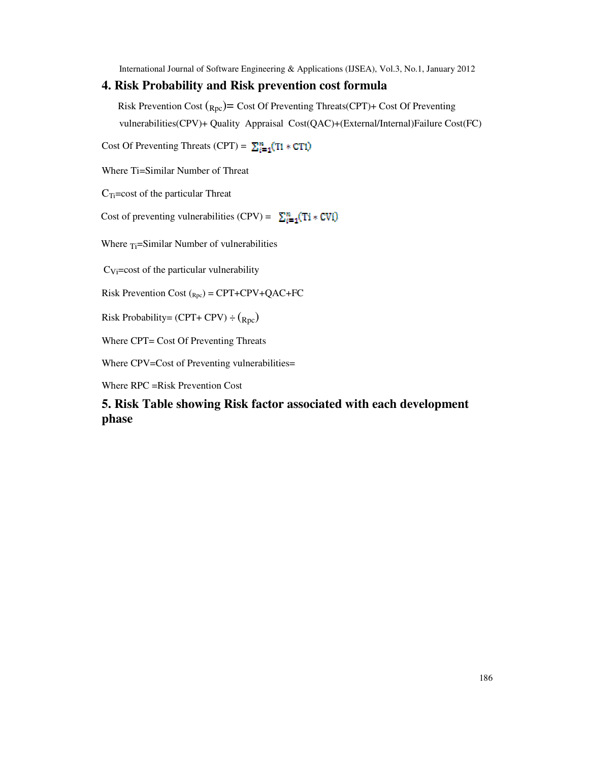## 4. Risk Probability and Risk prevention cost formula

Risk Prevention Cost ($_{Rpc}$)= Cost Of Preventing Threats(CPT)+ Cost Of Preventing vulnerabilities(CPV)+ Quality Appraisal Cost(QAC)+(External/Internal)Failure Cost(FC)

Cost Of Preventing Threats (CPT) = $\sum_{i=1}^{n}(Ti * CTi)$

Where Ti=Similar Number of Threat

$C_{Ti}$=cost of the particular Threat

Cost of preventing vulnerabilities (CPV) = $\sum_{i=1}^{n}(Ti * CVi)$

Where $_{Ti}$=Similar Number of vulnerabilities

$C_{Vi}$=cost of the particular vulnerability

Risk Prevention Cost ($_{Rpc}$) = CPT+CPV+QAC+FC

Risk Probability= (CPT+ CPV) ÷ ($_{Rpc}$)

Where CPT= Cost Of Preventing Threats

Where CPV=Cost of Preventing vulnerabilities=

Where RPC =Risk Prevention Cost

## 5. Risk Table showing Risk factor associated with each development phase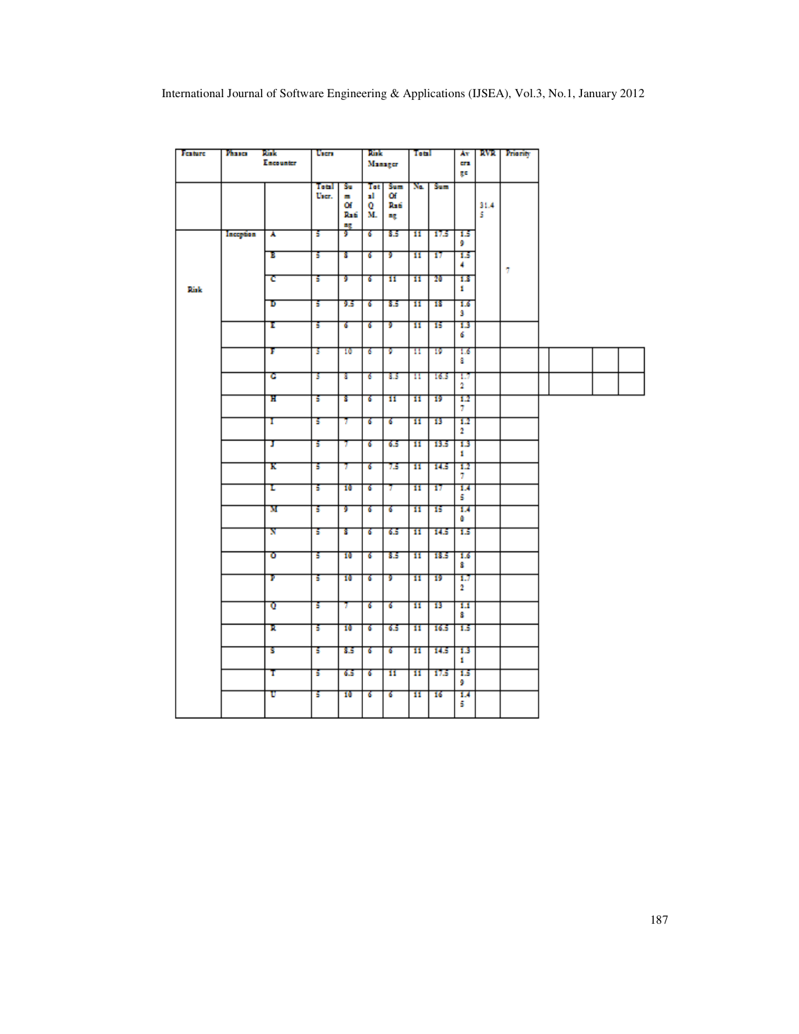| Feature | Phase | Risk Encounter | Users | | Risk Manager | | Total | | Average | RVR | Priority |
|---|---|---|---|---|---|---|---|---|---|---|---|
| | | | Total User. | Sum Of Rating | Total Q M. | Sum Of Rating | No. | Sum | | 31.45 | |
| Risk | Inception | A | 5 | 9 | 6 | 8.5 | 11 | 17.5 | 1.59 | | 7 |
| | | B | 5 | 8 | 6 | 9 | 11 | 17 | 1.54 | | |
| | | C | 5 | 9 | 6 | 11 | 11 | 20 | 1.81 | | |
| | | D | 5 | 9.5 | 6 | 8.5 | 11 | 18 | 1.63 | | |
| | | E | 5 | 6 | 6 | 9 | 11 | 15 | 1.36 | | |
| | | F | 5 | 10 | 6 | 9 | 11 | 19 | 1.68 | | |
| | | G | 5 | 8 | 6 | 8.5 | 11 | 16.5 | 1.72 | | |
| | | H | 5 | 8 | 6 | 11 | 11 | 19 | 1.27 | | |
| | | I | 5 | 7 | 6 | 6 | 11 | 13 | 1.22 | | |
| | | J | 5 | 7 | 6 | 6.5 | 11 | 13.5 | 1.31 | | |
| | | K | 5 | 7 | 6 | 7.5 | 11 | 14.5 | 1.27 | | |
| | | L | 5 | 10 | 6 | 7 | 11 | 17 | 1.45 | | |
| | | M | 5 | 9 | 6 | 6 | 11 | 15 | 1.40 | | |
| | | N | 5 | 8 | 6 | 6.5 | 11 | 14.5 | 1.5 | | |
| | | O | 5 | 10 | 6 | 8.5 | 11 | 18.5 | 1.68 | | |
| | | P | 5 | 10 | 6 | 9 | 11 | 19 | 1.72 | | |
| | | Q | 5 | 7 | 6 | 6 | 11 | 13 | 1.18 | | |
| | | R | 5 | 10 | 6 | 6.5 | 11 | 16.5 | 1.5 | | |
| | | S | 5 | 8.5 | 6 | 6 | 11 | 14.5 | 1.31 | | |
| | | T | 5 | 6.5 | 6 | 11 | 11 | 17.5 | 1.59 | | |
| | | U | 5 | 10 | 6 | 6 | 11 | 16 | 1.45 | | |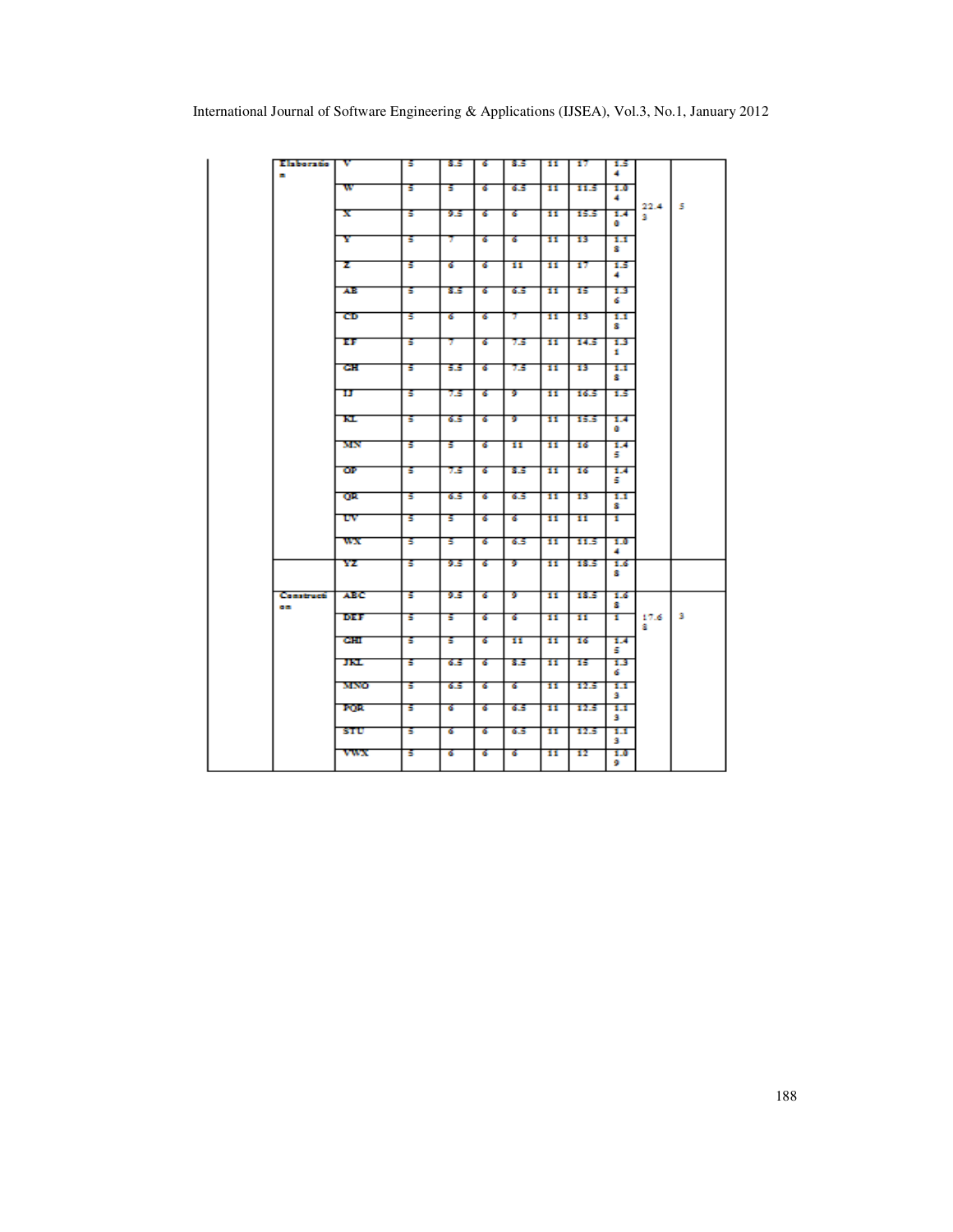| | | | | | | | | | | |
|---|---|---|---|---|---|---|---|---|---|---|
| | Elaboration | V | 5 | 8.5 | 6 | 8.5 | 11 | 17 | 1.54 | 22.43 | 5 |
| | | W | 5 | 5 | 6 | 6.5 | 11 | 11.5 | 1.04 | | |
| | | X | 5 | 9.5 | 6 | 6 | 11 | 15.5 | 1.40 | | |
| | | Y | 5 | 7 | 6 | 6 | 11 | 13 | 1.18 | | |
| | | Z | 5 | 6 | 6 | 11 | 11 | 17 | 1.54 | | |
| | | AB | 5 | 8.5 | 6 | 6.5 | 11 | 15 | 1.36 | | |
| | | CD | 5 | 6 | 6 | 7 | 11 | 13 | 1.18 | | |
| | | EF | 5 | 7 | 6 | 7.5 | 11 | 14.5 | 1.31 | | |
| | | GH | 5 | 5.5 | 6 | 7.5 | 11 | 13 | 1.18 | | |
| | | IJ | 5 | 7.5 | 6 | 9 | 11 | 16.5 | 1.5 | | |
| | | KL | 5 | 6.5 | 6 | 9 | 11 | 15.5 | 1.40 | | |
| | | MN | 5 | 5 | 6 | 11 | 11 | 16 | 1.45 | | |
| | | OP | 5 | 7.5 | 6 | 8.5 | 11 | 16 | 1.45 | | |
| | | QR | 5 | 6.5 | 6 | 6.5 | 11 | 13 | 1.18 | | |
| | | UV | 5 | 5 | 6 | 6 | 11 | 11 | 1 | | |
| | | WX | 5 | 5 | 6 | 6.5 | 11 | 11.5 | 1.04 | | |
| | | YZ | 5 | 9.5 | 6 | 9 | 11 | 18.5 | 1.68 | | |
| | Construction | ABC | 5 | 9.5 | 6 | 9 | 11 | 18.5 | 1.68 | 17.68 | 3 |
| | | DEF | 5 | 5 | 6 | 6 | 11 | 11 | 1 | | |
| | | GHI | 5 | 5 | 6 | 11 | 11 | 16 | 1.45 | | |
| | | JKL | 5 | 6.5 | 6 | 8.5 | 11 | 15 | 1.36 | | |
| | | MNO | 5 | 6.5 | 6 | 6 | 11 | 12.5 | 1.13 | | |
| | | PQR | 5 | 6 | 6 | 6.5 | 11 | 12.5 | 1.13 | | |
| | | STU | 5 | 6 | 6 | 6.5 | 11 | 12.5 | 1.13 | | |
| | | VWX | 5 | 6 | 6 | 6 | 11 | 12 | 1.09 | | |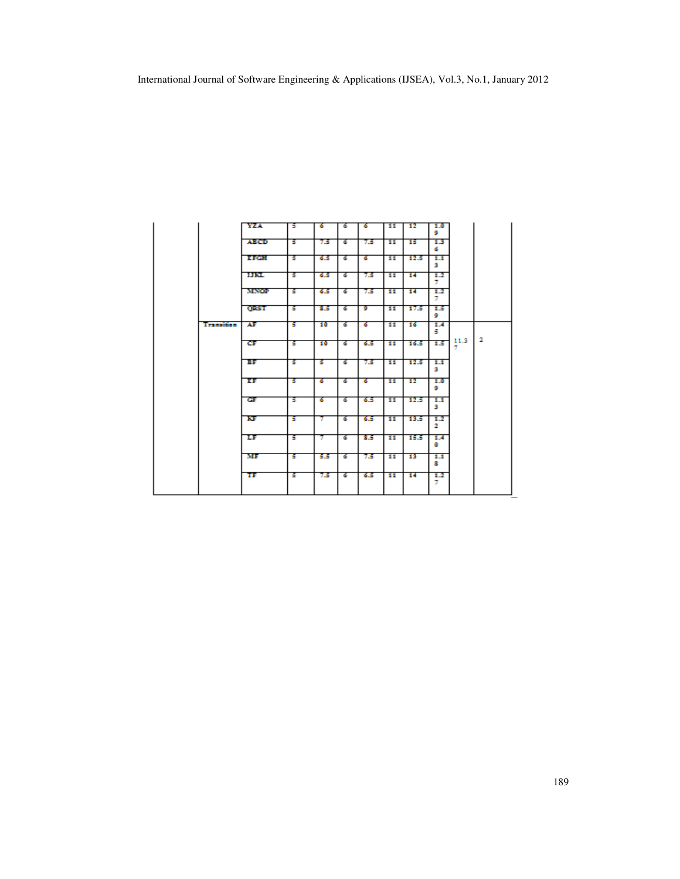| | | YZA | 5 | 6 | 6 | 6 | 11 | 12 | 1.09 | | |
|---|---|---|---|---|---|---|---|---|---|---|---|
| | | ABCD | 5 | 7.5 | 6 | 7.5 | 11 | 15 | 1.36 | | |
| | | EFGH | 5 | 6.5 | 6 | 6 | 11 | 12.5 | 1.13 | | |
| | | IJKL | 5 | 6.5 | 6 | 7.5 | 11 | 14 | 1.27 | | |
| | | MNOP | 5 | 6.5 | 6 | 7.5 | 11 | 14 | 1.27 | | |
| | | QRST | 5 | 8.5 | 6 | 9 | 11 | 17.5 | 1.59 | | |
| | Transition | AF | 5 | 10 | 6 | 6 | 11 | 16 | 1.45 | 11.37 | 2 |
| | | CF | 5 | 10 | 6 | 6.5 | 11 | 16.5 | 1.5 | | |
| | | BF | 5 | 5 | 6 | 7.5 | 11 | 12.5 | 1.13 | | |
| | | EF | 5 | 6 | 6 | 6 | 11 | 12 | 1.09 | | |
| | | GF | 5 | 6 | 6 | 6.5 | 11 | 12.5 | 1.13 | | |
| | | KF | 5 | 7 | 6 | 6.5 | 11 | 13.5 | 1.22 | | |
| | | LF | 5 | 7 | 6 | 8.5 | 11 | 15.5 | 1.40 | | |
| | | MF | 5 | 5.5 | 6 | 7.5 | 11 | 13 | 1.18 | | |
| | | TF | 5 | 7.5 | 6 | 6.5 | 11 | 14 | 1.27 | | |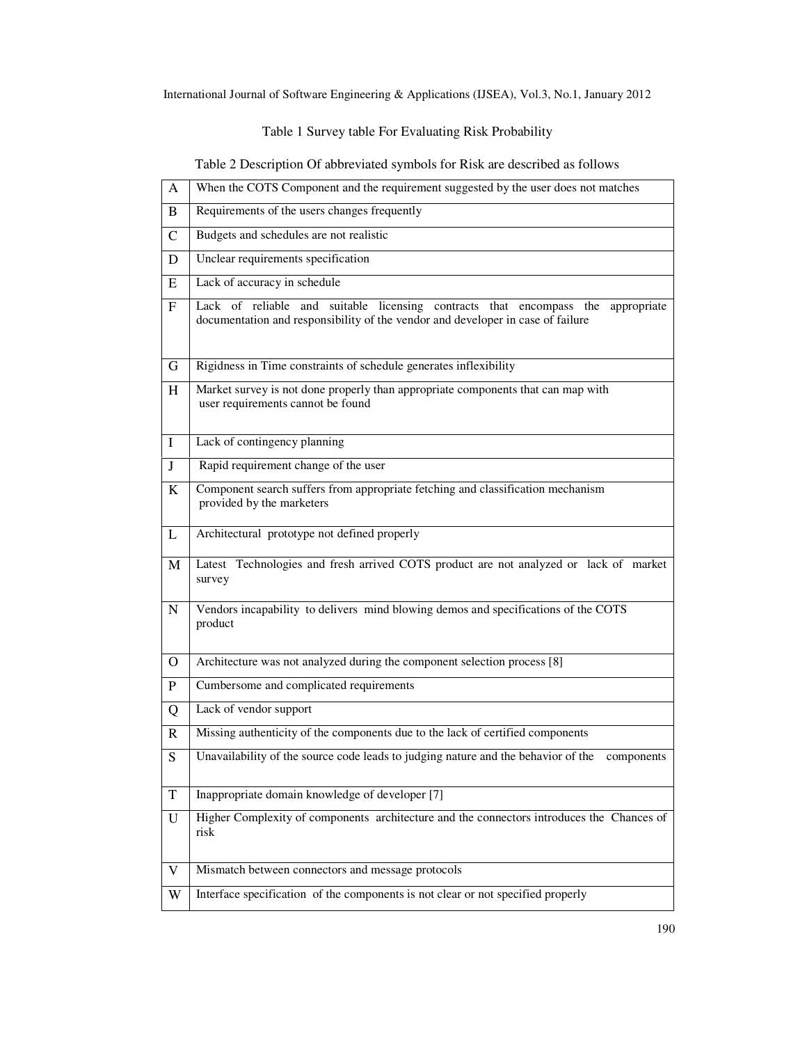Table 1 Survey table For Evaluating Risk Probability

Table 2 Description Of abbreviated symbols for Risk are described as follows

| | |
|---|---|
| A | When the COTS Component and the requirement suggested by the user does not matches |
| B | Requirements of the users changes frequently |
| C | Budgets and schedules are not realistic |
| D | Unclear requirements specification |
| E | Lack of accuracy in schedule |
| F | Lack of reliable and suitable licensing contracts that encompass the appropriate documentation and responsibility of the vendor and developer in case of failure |
| G | Rigidness in Time constraints of schedule generates inflexibility |
| H | Market survey is not done properly than appropriate components that can map with user requirements cannot be found |
| I | Lack of contingency planning |
| J | Rapid requirement change of the user |
| K | Component search suffers from appropriate fetching and classification mechanism provided by the marketers |
| L | Architectural prototype not defined properly |
| M | Latest Technologies and fresh arrived COTS product are not analyzed or lack of market survey |
| N | Vendors incapability to delivers mind blowing demos and specifications of the COTS product |
| O | Architecture was not analyzed during the component selection process [8] |
| P | Cumbersome and complicated requirements |
| Q | Lack of vendor support |
| R | Missing authenticity of the components due to the lack of certified components |
| S | Unavailability of the source code leads to judging nature and the behavior of the components |
| T | Inappropriate domain knowledge of developer [7] |
| U | Higher Complexity of components architecture and the connectors introduces the Chances of risk |
| V | Mismatch between connectors and message protocols |
| W | Interface specification of the components is not clear or not specified properly |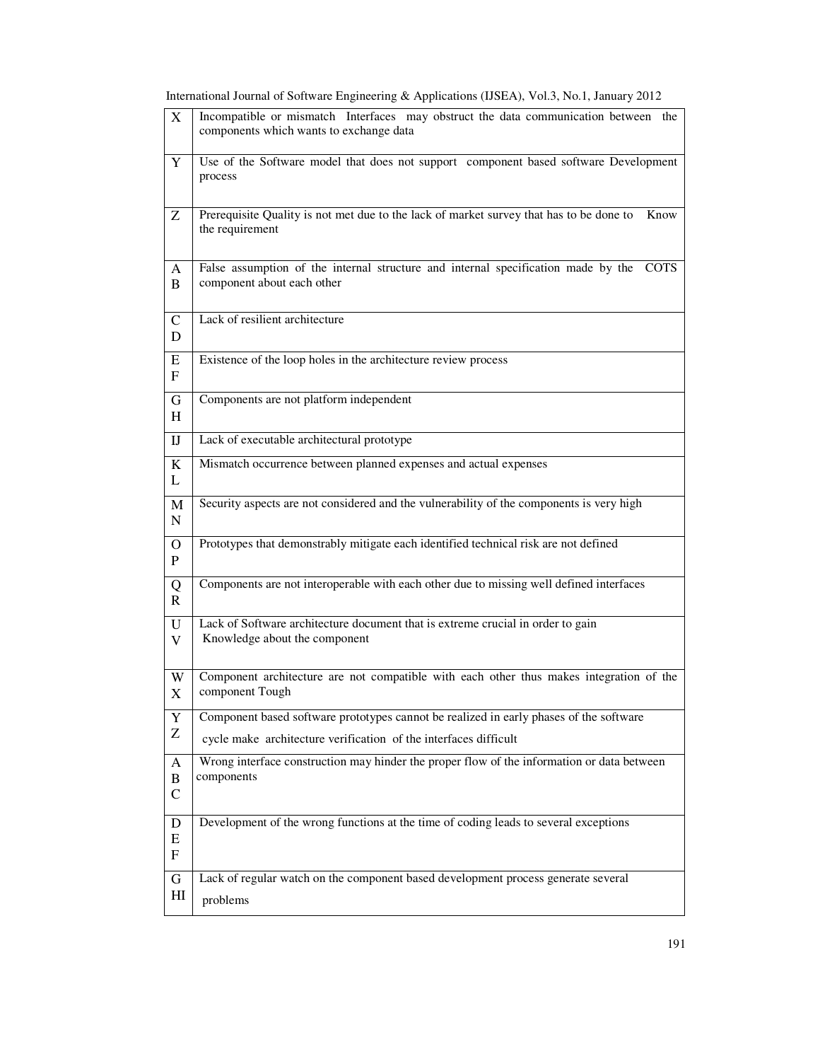| | |
|---|---|
| X | Incompatible or mismatch Interfaces may obstruct the data communication between the components which wants to exchange data |
| Y | Use of the Software model that does not support component based software Development process |
| Z | Prerequisite Quality is not met due to the lack of market survey that has to be done to Know the requirement |
| AB | False assumption of the internal structure and internal specification made by the COTS component about each other |
| CD | Lack of resilient architecture |
| EF | Existence of the loop holes in the architecture review process |
| GH | Components are not platform independent |
| IJ | Lack of executable architectural prototype |
| KL | Mismatch occurrence between planned expenses and actual expenses |
| MN | Security aspects are not considered and the vulnerability of the components is very high |
| OP | Prototypes that demonstrably mitigate each identified technical risk are not defined |
| QR | Components are not interoperable with each other due to missing well defined interfaces |
| UV | Lack of Software architecture document that is extreme crucial in order to gain Knowledge about the component |
| WX | Component architecture are not compatible with each other thus makes integration of the component Tough |
| YZ | Component based software prototypes cannot be realized in early phases of the software cycle make architecture verification of the interfaces difficult |
| ABC | Wrong interface construction may hinder the proper flow of the information or data between components |
| DEF | Development of the wrong functions at the time of coding leads to several exceptions |
| GHI | Lack of regular watch on the component based development process generate several problems |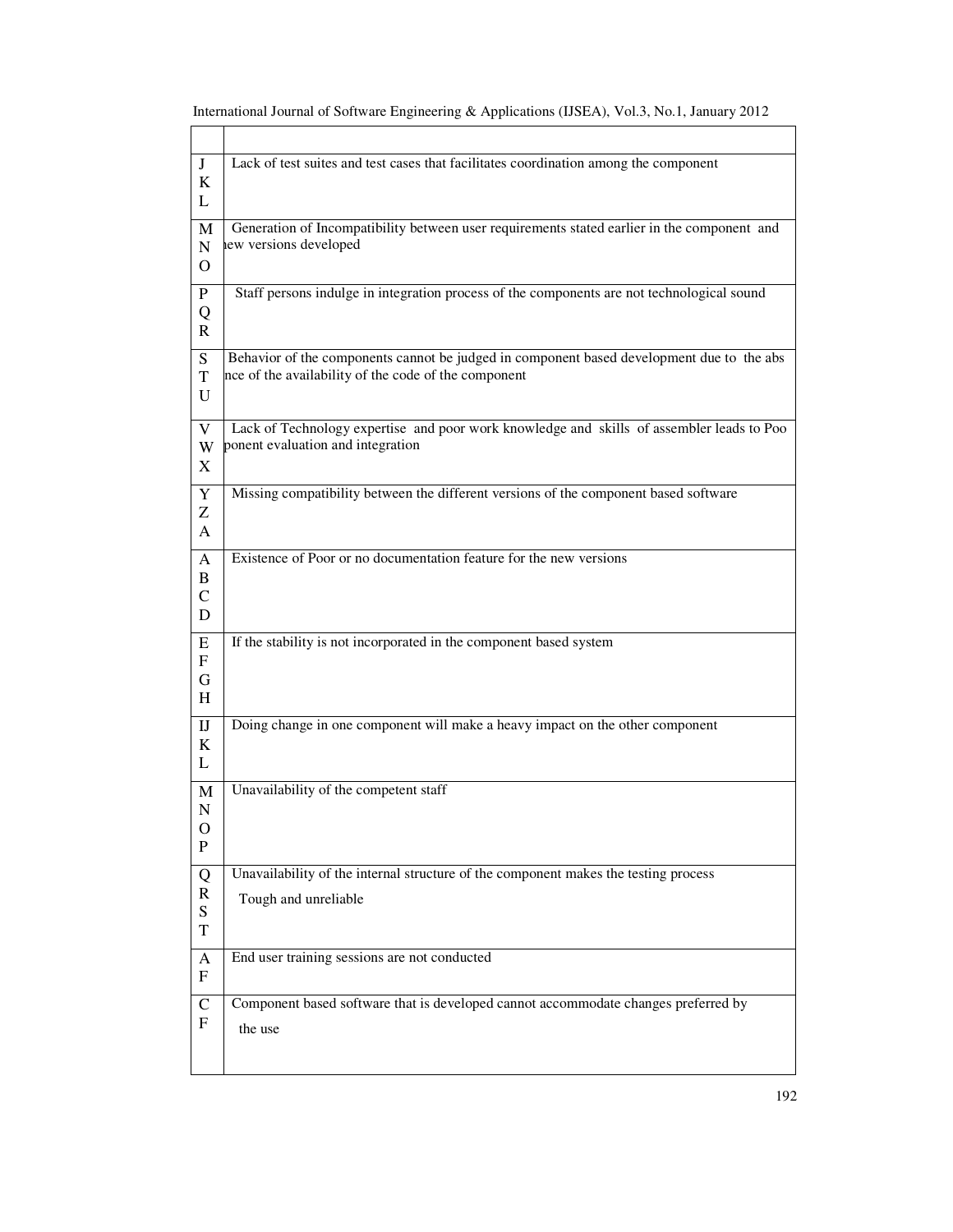| | |
|---|---|
| J K L | Lack of test suites and test cases that facilitates coordination among the component |
| M N O | Generation of Incompatibility between user requirements stated earlier in the component and ıew versions developed |
| P Q R | Staff persons indulge in integration process of the components are not technological sound |
| S T U | Behavior of the components cannot be judged in component based development due to the abs nce of the availability of the code of the component |
| V W X | Lack of Technology expertise and poor work knowledge and skills of assembler leads to Poo ponent evaluation and integration |
| Y Z A | Missing compatibility between the different versions of the component based software |
| A B C D | Existence of Poor or no documentation feature for the new versions |
| E F G H | If the stability is not incorporated in the component based system |
| IJ K L | Doing change in one component will make a heavy impact on the other component |
| M N O P | Unavailability of the competent staff |
| Q R S T | Unavailability of the internal structure of the component makes the testing process Tough and unreliable |
| A F | End user training sessions are not conducted |
| C F | Component based software that is developed cannot accommodate changes preferred by the use |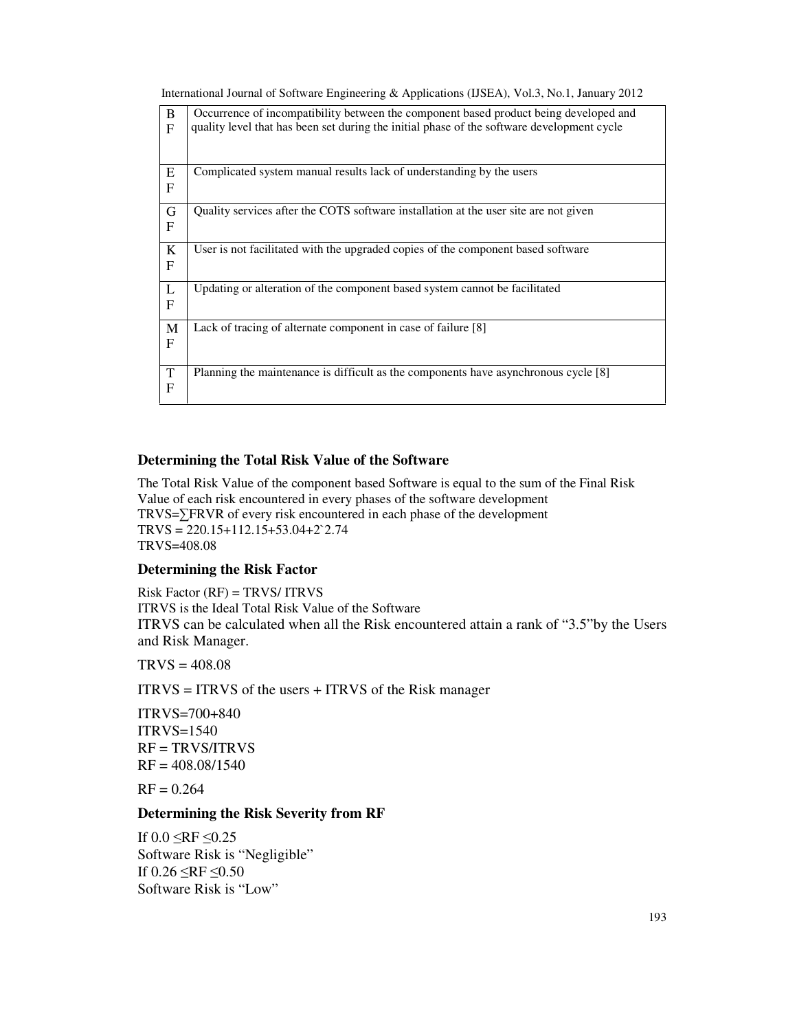| BF | Occurrence of incompatibility between the component based product being developed and quality level that has been set during the initial phase of the software development cycle |
|---|---|
| EF | Complicated system manual results lack of understanding by the users |
| GF | Quality services after the COTS software installation at the user site are not given |
| KF | User is not facilitated with the upgraded copies of the component based software |
| LF | Updating or alteration of the component based system cannot be facilitated |
| MF | Lack of tracing of alternate component in case of failure [8] |
| TF | Planning the maintenance is difficult as the components have asynchronous cycle [8] |

### Determining the Total Risk Value of the Software

The Total Risk Value of the component based Software is equal to the sum of the Final Risk Value of each risk encountered in every phases of the software development

TRVS=∑FRVR of every risk encountered in each phase of the development

TRVS = 220.15+112.15+53.04+2`2.74

TRVS=408.08

### Determining the Risk Factor

Risk Factor (RF) = TRVS/ ITRVS

ITRVS is the Ideal Total Risk Value of the Software

ITRVS can be calculated when all the Risk encountered attain a rank of "3.5"by the Users and Risk Manager.

TRVS = 408.08

ITRVS = ITRVS of the users + ITRVS of the Risk manager

ITRVS=700+840

ITRVS=1540

RF = TRVS/ITRVS

RF = 408.08/1540

RF = 0.264

### Determining the Risk Severity from RF

If 0.0 ≤RF ≤0.25

Software Risk is "Negligible"

If 0.26 ≤RF ≤0.50

Software Risk is "Low"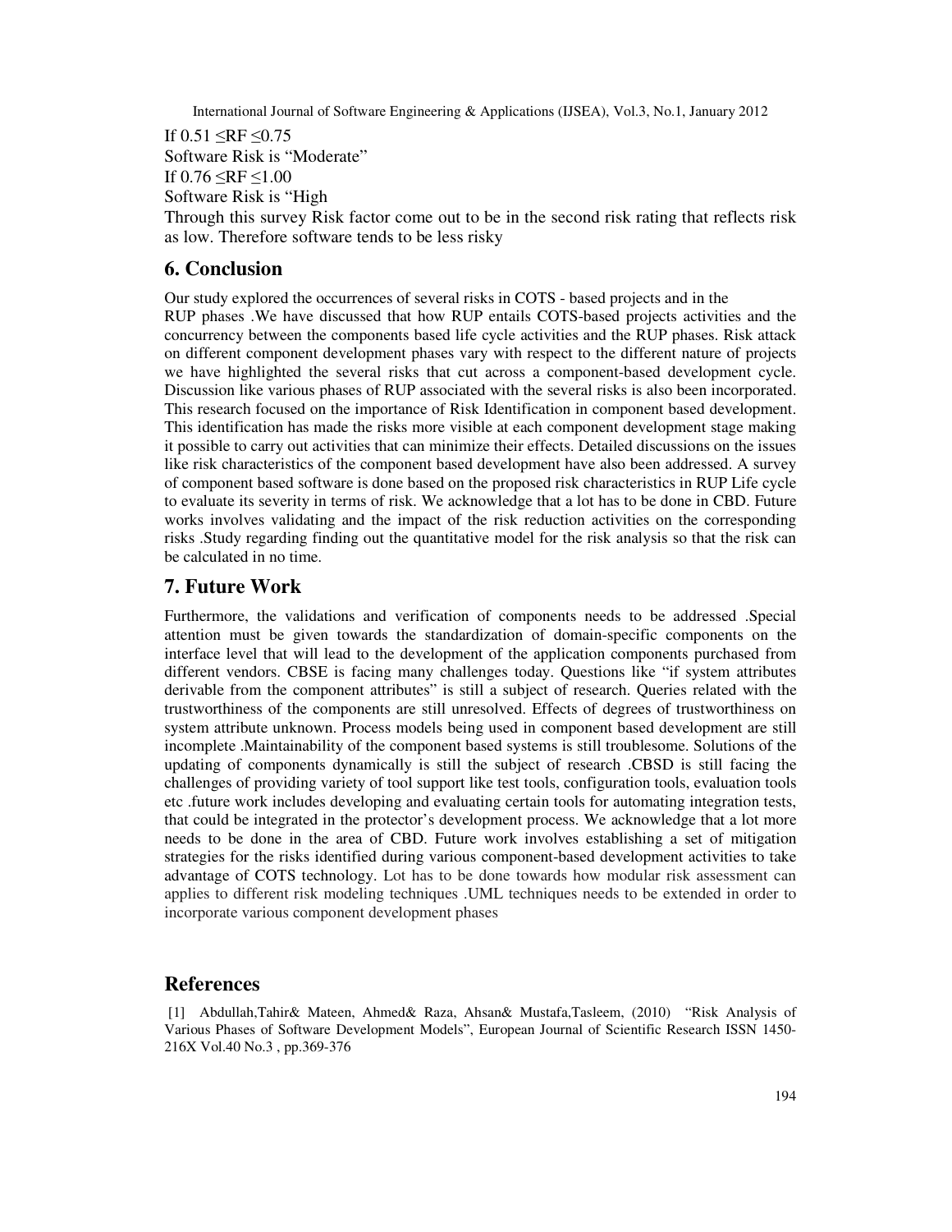If $0.51 \leq RF \leq 0.75$

Software Risk is "Moderate"

If $0.76 \leq RF \leq 1.00$

Software Risk is "High

Through this survey Risk factor come out to be in the second risk rating that reflects risk as low. Therefore software tends to be less risky

## 6. Conclusion

Our study explored the occurrences of several risks in COTS - based projects and in the RUP phases .We have discussed that how RUP entails COTS-based projects activities and the concurrency between the components based life cycle activities and the RUP phases. Risk attack on different component development phases vary with respect to the different nature of projects we have highlighted the several risks that cut across a component-based development cycle. Discussion like various phases of RUP associated with the several risks is also been incorporated. This research focused on the importance of Risk Identification in component based development. This identification has made the risks more visible at each component development stage making it possible to carry out activities that can minimize their effects. Detailed discussions on the issues like risk characteristics of the component based development have also been addressed. A survey of component based software is done based on the proposed risk characteristics in RUP Life cycle to evaluate its severity in terms of risk. We acknowledge that a lot has to be done in CBD. Future works involves validating and the impact of the risk reduction activities on the corresponding risks .Study regarding finding out the quantitative model for the risk analysis so that the risk can be calculated in no time.

## 7. Future Work

Furthermore, the validations and verification of components needs to be addressed .Special attention must be given towards the standardization of domain-specific components on the interface level that will lead to the development of the application components purchased from different vendors. CBSE is facing many challenges today. Questions like "if system attributes derivable from the component attributes" is still a subject of research. Queries related with the trustworthiness of the components are still unresolved. Effects of degrees of trustworthiness on system attribute unknown. Process models being used in component based development are still incomplete .Maintainability of the component based systems is still troublesome. Solutions of the updating of components dynamically is still the subject of research .CBSD is still facing the challenges of providing variety of tool support like test tools, configuration tools, evaluation tools etc .future work includes developing and evaluating certain tools for automating integration tests, that could be integrated in the protector's development process. We acknowledge that a lot more needs to be done in the area of CBD. Future work involves establishing a set of mitigation strategies for the risks identified during various component-based development activities to take advantage of COTS technology. Lot has to be done towards how modular risk assessment can applies to different risk modeling techniques .UML techniques needs to be extended in order to incorporate various component development phases

## References

[1] Abdullah,Tahir& Mateen, Ahmed& Raza, Ahsan& Mustafa,Tasleem, (2010) "Risk Analysis of Various Phases of Software Development Models", European Journal of Scientific Research ISSN 1450-216X Vol.40 No.3 , pp.369-376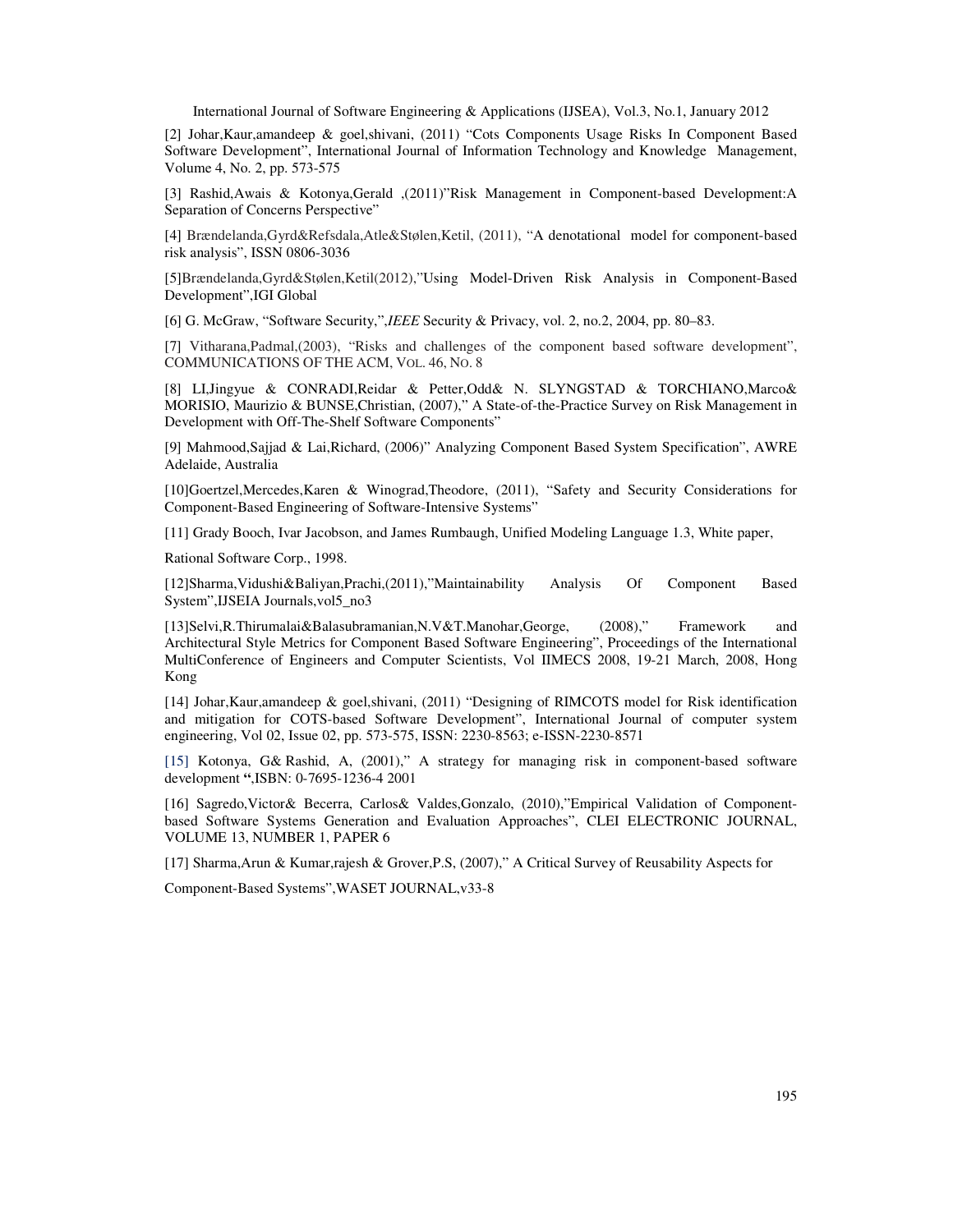[2] Johar,Kaur,amandeep & goel,shivani, (2011) "Cots Components Usage Risks In Component Based Software Development", International Journal of Information Technology and Knowledge Management, Volume 4, No. 2, pp. 573-575

[3] Rashid,Awais & Kotonya,Gerald ,(2011)"Risk Management in Component-based Development:A Separation of Concerns Perspective"

[4] Brændelanda,Gyrd&Refsdala,Atle&Stølen,Ketil, (2011), "A denotational model for component-based risk analysis", ISSN 0806-3036

[5]Brændelanda,Gyrd&Stølen,Ketil(2012),"Using Model-Driven Risk Analysis in Component-Based Development",IGI Global

[6] G. McGraw, "Software Security,",*IEEE* Security & Privacy, vol. 2, no.2, 2004, pp. 80–83.

[7] Vitharana,Padmal,(2003), "Risks and challenges of the component based software development", COMMUNICATIONS OF THE ACM, VOL. 46, NO. 8

[8] LI,Jingyue & CONRADI,Reidar & Petter,Odd& N. SLYNGSTAD & TORCHIANO,Marco& MORISIO, Maurizio & BUNSE,Christian, (2007)," A State-of-the-Practice Survey on Risk Management in Development with Off-The-Shelf Software Components"

[9] Mahmood,Sajjad & Lai,Richard, (2006)" Analyzing Component Based System Specification", AWRE Adelaide, Australia

[10]Goertzel,Mercedes,Karen & Winograd,Theodore, (2011), "Safety and Security Considerations for Component-Based Engineering of Software-Intensive Systems"

[11] Grady Booch, Ivar Jacobson, and James Rumbaugh, Unified Modeling Language 1.3, White paper,

Rational Software Corp., 1998.

[12]Sharma,Vidushi&Baliyan,Prachi,(2011),"Maintainability Analysis Of Component Based System",IJSEIA Journals,vol5_no3

[13]Selvi,R.Thirumalai&Balasubramanian,N.V&T.Manohar,George, (2008)," Framework and Architectural Style Metrics for Component Based Software Engineering", Proceedings of the International MultiConference of Engineers and Computer Scientists, Vol IIMECS 2008, 19-21 March, 2008, Hong Kong

[14] Johar,Kaur,amandeep & goel,shivani, (2011) "Designing of RIMCOTS model for Risk identification and mitigation for COTS-based Software Development", International Journal of computer system engineering, Vol 02, Issue 02, pp. 573-575, ISSN: 2230-8563; e-ISSN-2230-8571

[15] Kotonya, G& Rashid, A, (2001)," A strategy for managing risk in component-based software development **"**,ISBN: 0-7695-1236-4 2001

[16] Sagredo,Victor& Becerra, Carlos& Valdes,Gonzalo, (2010),"Empirical Validation of Component-based Software Systems Generation and Evaluation Approaches", CLEI ELECTRONIC JOURNAL, VOLUME 13, NUMBER 1, PAPER 6

[17] Sharma,Arun & Kumar,rajesh & Grover,P.S, (2007)," A Critical Survey of Reusability Aspects for

Component-Based Systems",WASET JOURNAL,v33-8